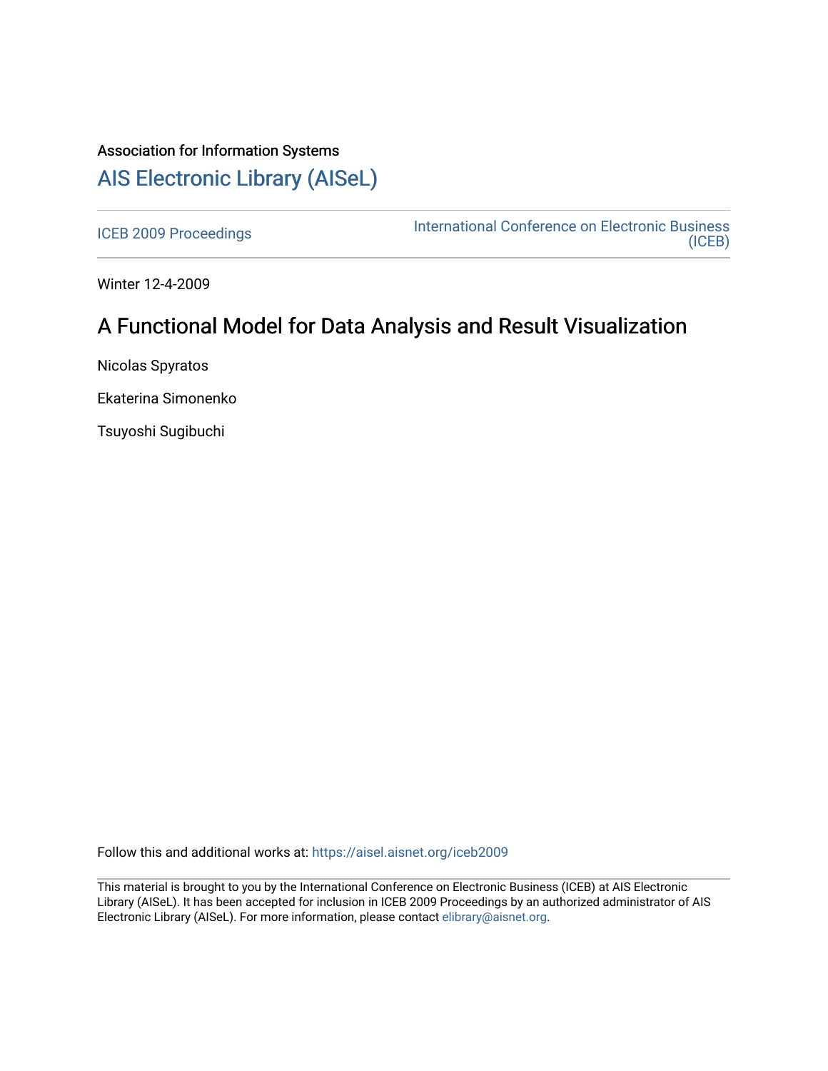Association for Information Systems

# AIS Electronic Library (AISeL)

ICEB 2009 Proceedings

International Conference on Electronic Business (ICEB)

Winter 12-4-2009

## A Functional Model for Data Analysis and Result Visualization

Nicolas Spyratos

Ekaterina Simonenko

Tsuyoshi Sugibuchi

Follow this and additional works at: https://aisel.aisnet.org/iceb2009

This material is brought to you by the International Conference on Electronic Business (ICEB) at AIS Electronic Library (AISeL). It has been accepted for inclusion in ICEB 2009 Proceedings by an authorized administrator of AIS Electronic Library (AISeL). For more information, please contact elibrary@aisnet.org.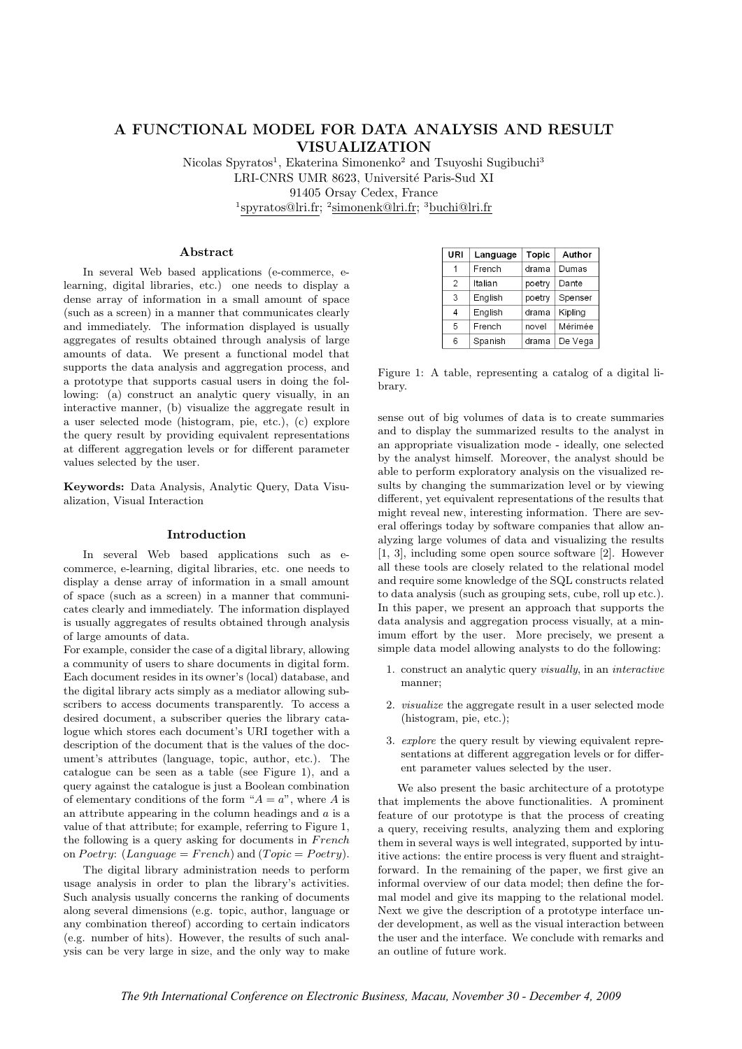# A FUNCTIONAL MODEL FOR DATA ANALYSIS AND RESULT VISUALIZATION

Nicolas Spyratos[1], Ekaterina Simonenko[2] and Tsuyoshi Sugibuchi[3]
LRI-CNRS UMR 8623, Université Paris-Sud XI
91405 Orsay Cedex, France
[1]spyratos@lri.fr; [2]simonenk@lri.fr; [3]buchi@lri.fr

## Abstract

In several Web based applications (e-commerce, e-learning, digital libraries, etc.) one needs to display a dense array of information in a small amount of space (such as a screen) in a manner that communicates clearly and immediately. The information displayed is usually aggregates of results obtained through analysis of large amounts of data. We present a functional model that supports the data analysis and aggregation process, and a prototype that supports casual users in doing the following: (a) construct an analytic query visually, in an interactive manner, (b) visualize the aggregate result in a user selected mode (histogram, pie, etc.), (c) explore the query result by providing equivalent representations at different aggregation levels or for different parameter values selected by the user.

**Keywords:** Data Analysis, Analytic Query, Data Visualization, Visual Interaction

## Introduction

In several Web based applications such as e-commerce, e-learning, digital libraries, etc. one needs to display a dense array of information in a small amount of space (such as a screen) in a manner that communicates clearly and immediately. The information displayed is usually aggregates of results obtained through analysis of large amounts of data.

For example, consider the case of a digital library, allowing a community of users to share documents in digital form. Each document resides in its owner's (local) database, and the digital library acts simply as a mediator allowing subscribers to access documents transparently. To access a desired document, a subscriber queries the library catalogue which stores each document's URI together with a description of the document that is the values of the document's attributes (language, topic, author, etc.). The catalogue can be seen as a table (see Figure 1), and a query against the catalogue is just a Boolean combination of elementary conditions of the form "$A = a$", where $A$ is an attribute appearing in the column headings and $a$ is a value of that attribute; for example, referring to Figure 1, the following is a query asking for documents in $French$ on $Poetry$: $(Language = French)$ and $(Topic = Poetry)$.

The digital library administration needs to perform usage analysis in order to plan the library's activities. Such analysis usually concerns the ranking of documents along several dimensions (e.g. topic, author, language or any combination thereof) according to certain indicators (e.g. number of hits). However, the results of such analysis can be very large in size, and the only way to make sense out of big volumes of data is to create summaries and to display the summarized results to the analyst in an appropriate visualization mode - ideally, one selected by the analyst himself. Moreover, the analyst should be able to perform exploratory analysis on the visualized results by changing the summarization level or by viewing different, yet equivalent representations of the results that might reveal new, interesting information. There are several offerings today by software companies that allow analyzing large volumes of data and visualizing the results [1, 3], including some open source software [2]. However all these tools are closely related to the relational model and require some knowledge of the SQL constructs related to data analysis (such as grouping sets, cube, roll up etc.). In this paper, we present an approach that supports the data analysis and aggregation process visually, at a minimum effort by the user. More precisely, we present a simple data model allowing analysts to do the following:

1. construct an analytic query *visually*, in an *interactive* manner;
2. *visualize* the aggregate result in a user selected mode (histogram, pie, etc.);
3. *explore* the query result by viewing equivalent representations at different aggregation levels or for different parameter values selected by the user.

| URI | Language | Topic | Author |
|---|---|---|---|
| 1 | French | drama | Dumas |
| 2 | Italian | poetry | Dante |
| 3 | English | poetry | Spenser |
| 4 | English | drama | Kipling |
| 5 | French | novel | Mérimée |
| 6 | Spanish | drama | De Vega |

Figure 1: A table, representing a catalog of a digital library.

We also present the basic architecture of a prototype that implements the above functionalities. A prominent feature of our prototype is that the process of creating a query, receiving results, analyzing them and exploring them in several ways is well integrated, supported by intuitive actions: the entire process is very fluent and straightforward. In the remaining of the paper, we first give an informal overview of our data model; then define the formal model and give its mapping to the relational model. Next we give the description of a prototype interface under development, as well as the visual interaction between the user and the interface. We conclude with remarks and an outline of future work.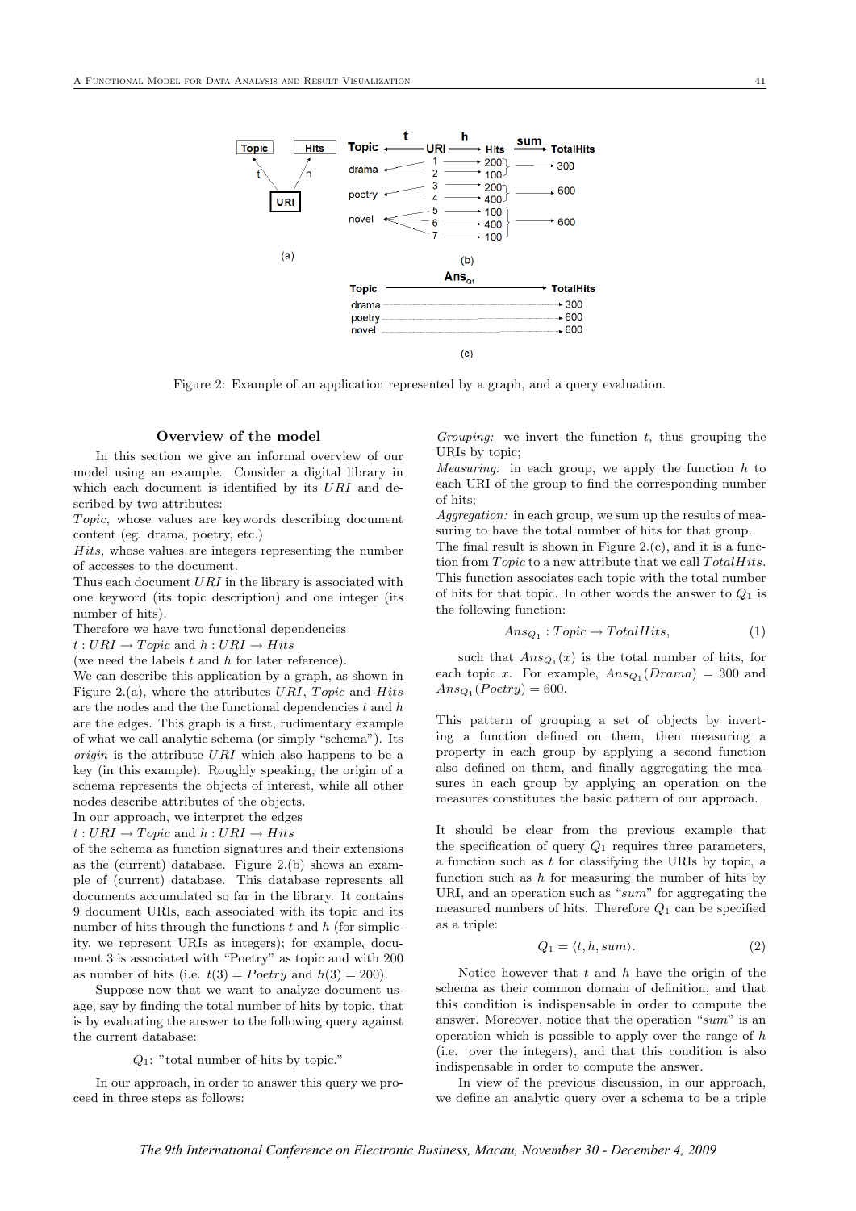Figure 2: Example of an application represented by a graph, and a query evaluation.

### Overview of the model

In this section we give an informal overview of our model using an example. Consider a digital library in which each document is identified by its $URI$ and described by two attributes:

$Topic$, whose values are keywords describing document content (eg. drama, poetry, etc.)

$Hits$, whose values are integers representing the number of accesses to the document.

Thus each document $URI$ in the library is associated with one keyword (its topic description) and one integer (its number of hits).

Therefore we have two functional dependencies

$t : URI \rightarrow Topic$ and $h : URI \rightarrow Hits$

(we need the labels $t$ and $h$ for later reference).

We can describe this application by a graph, as shown in Figure 2.(a), where the attributes $URI$, $Topic$ and $Hits$ are the nodes and the the functional dependencies $t$ and $h$ are the edges. This graph is a first, rudimentary example of what we call analytic schema (or simply "schema"). Its *origin* is the attribute $URI$ which also happens to be a key (in this example). Roughly speaking, the origin of a schema represents the objects of interest, while all other nodes describe attributes of the objects.

In our approach, we interpret the edges

$t : URI \rightarrow Topic$ and $h : URI \rightarrow Hits$

of the schema as function signatures and their extensions as the (current) database. Figure 2.(b) shows an example of (current) database. This database represents all documents accumulated so far in the library. It contains 9 document URIs, each associated with its topic and its number of hits through the functions $t$ and $h$ (for simplicity, we represent URIs as integers); for example, document 3 is associated with "Poetry" as topic and with 200 as number of hits (i.e. $t(3) = Poetry$ and $h(3) = 200$).

Suppose now that we want to analyze document usage, say by finding the total number of hits by topic, that is by evaluating the answer to the following query against the current database:

$Q_1$: "total number of hits by topic."

In our approach, in order to answer this query we proceed in three steps as follows:

*Grouping:* we invert the function $t$, thus grouping the URIs by topic;

*Measuring:* in each group, we apply the function $h$ to each URI of the group to find the corresponding number of hits;

*Aggregation:* in each group, we sum up the results of measuring to have the total number of hits for that group.

The final result is shown in Figure 2.(c), and it is a function from $Topic$ to a new attribute that we call $TotalHits$. This function associates each topic with the total number of hits for that topic. In other words the answer to $Q_1$ is the following function:

$$Ans_{Q_1} : Topic \rightarrow TotalHits, \tag{1}$$

such that $Ans_{Q_1}(x)$ is the total number of hits, for each topic $x$. For example, $Ans_{Q_1}(Drama) = 300$ and $Ans_{Q_1}(Poetry) = 600$.

This pattern of grouping a set of objects by inverting a function defined on them, then measuring a property in each group by applying a second function also defined on them, and finally aggregating the measures in each group by applying an operation on the measures constitutes the basic pattern of our approach.

It should be clear from the previous example that the specification of query $Q_1$ requires three parameters, a function such as $t$ for classifying the URIs by topic, a function such as $h$ for measuring the number of hits by URI, and an operation such as "$sum$" for aggregating the measured numbers of hits. Therefore $Q_1$ can be specified as a triple:

$$Q_1 = \langle t, h, sum \rangle. \tag{2}$$

Notice however that $t$ and $h$ have the origin of the schema as their common domain of definition, and that this condition is indispensable in order to compute the answer. Moreover, notice that the operation "$sum$" is an operation which is possible to apply over the range of $h$ (i.e. over the integers), and that this condition is also indispensable in order to compute the answer.

In view of the previous discussion, in our approach, we define an analytic query over a schema to be a triple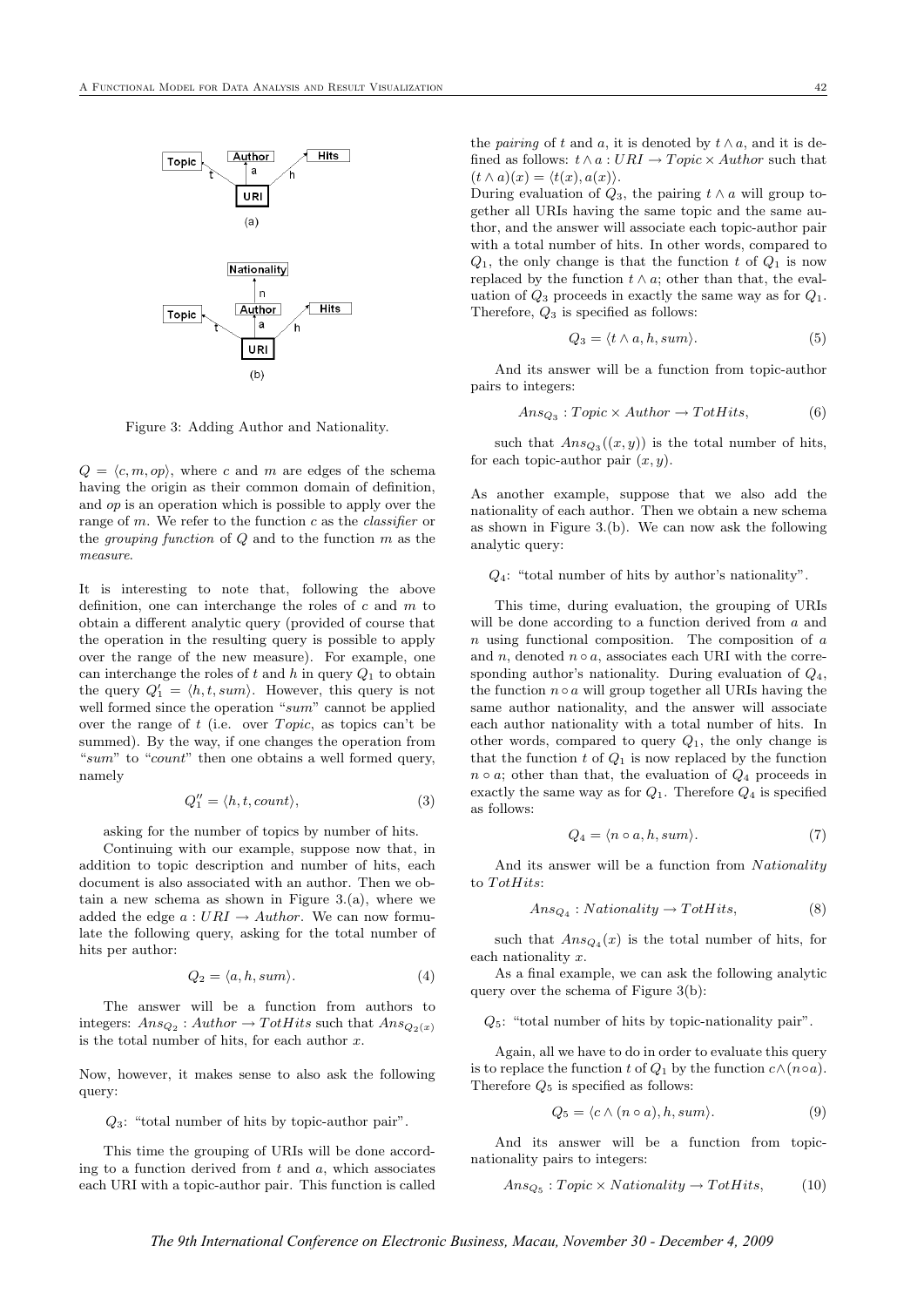Figure 3: Adding Author and Nationality.

$Q = \langle c, m, op \rangle$, where $c$ and $m$ are edges of the schema having the origin as their common domain of definition, and $op$ is an operation which is possible to apply over the range of $m$. We refer to the function $c$ as the *classifier* or the *grouping function* of $Q$ and to the function $m$ as the *measure*.

It is interesting to note that, following the above definition, one can interchange the roles of $c$ and $m$ to obtain a different analytic query (provided of course that the operation in the resulting query is possible to apply over the range of the new measure). For example, one can interchange the roles of $t$ and $h$ in query $Q_1$ to obtain the query $Q_1' = \langle h, t, sum \rangle$. However, this query is not well formed since the operation "*sum*" cannot be applied over the range of $t$ (i.e. over $Topic$, as topics can't be summed). By the way, if one changes the operation from "*sum*" to "*count*" then one obtains a well formed query, namely

$$Q_1'' = \langle h, t, count \rangle, \tag{3}$$

asking for the number of topics by number of hits.

Continuing with our example, suppose now that, in addition to topic description and number of hits, each document is also associated with an author. Then we obtain a new schema as shown in Figure 3.(a), where we added the edge $a : URI \rightarrow Author$. We can now formulate the following query, asking for the total number of hits per author:

$$Q_2 = \langle a, h, sum \rangle. \tag{4}$$

The answer will be a function from authors to integers: $Ans_{Q_2} : Author \rightarrow TotHits$ such that $Ans_{Q_2(x)}$ is the total number of hits, for each author $x$.

Now, however, it makes sense to also ask the following query:

$Q_3$: "total number of hits by topic-author pair".

This time the grouping of URIs will be done according to a function derived from $t$ and $a$, which associates each URI with a topic-author pair. This function is called the *pairing* of $t$ and $a$, it is denoted by $t \wedge a$, and it is defined as follows: $t \wedge a : URI \rightarrow Topic \times Author$ such that $(t \wedge a)(x) = \langle t(x), a(x) \rangle$.

During evaluation of $Q_3$, the pairing $t \wedge a$ will group together all URIs having the same topic and the same author, and the answer will associate each topic-author pair with a total number of hits. In other words, compared to $Q_1$, the only change is that the function $t$ of $Q_1$ is now replaced by the function $t \wedge a$; other than that, the evaluation of $Q_3$ proceeds in exactly the same way as for $Q_1$. Therefore, $Q_3$ is specified as follows:

$$Q_3 = \langle t \wedge a, h, sum \rangle. \tag{5}$$

And its answer will be a function from topic-author pairs to integers:

$$Ans_{Q_3} : Topic \times Author \rightarrow TotHits, \tag{6}$$

such that $Ans_{Q_3}((x, y))$ is the total number of hits, for each topic-author pair $(x, y)$.

As another example, suppose that we also add the nationality of each author. Then we obtain a new schema as shown in Figure 3.(b). We can now ask the following analytic query:

$Q_4$: "total number of hits by author's nationality".

This time, during evaluation, the grouping of URIs will be done according to a function derived from $a$ and $n$ using functional composition. The composition of $a$ and $n$, denoted $n \circ a$, associates each URI with the corresponding author's nationality. During evaluation of $Q_4$, the function $n \circ a$ will group together all URIs having the same author nationality, and the answer will associate each author nationality with a total number of hits. In other words, compared to query $Q_1$, the only change is that the function $t$ of $Q_1$ is now replaced by the function $n \circ a$; other than that, the evaluation of $Q_4$ proceeds in exactly the same way as for $Q_1$. Therefore $Q_4$ is specified as follows:

$$Q_4 = \langle n \circ a, h, sum \rangle. \tag{7}$$

And its answer will be a function from $Nationality$ to $TotHits$:

$$Ans_{Q_4} : Nationality \rightarrow TotHits, \tag{8}$$

such that $Ans_{Q_4}(x)$ is the total number of hits, for each nationality $x$.

As a final example, we can ask the following analytic query over the schema of Figure 3(b):

$Q_5$: "total number of hits by topic-nationality pair".

Again, all we have to do in order to evaluate this query is to replace the function $t$ of $Q_1$ by the function $c \wedge (n \circ a)$. Therefore $Q_5$ is specified as follows:

$$Q_5 = \langle c \wedge (n \circ a), h, sum \rangle. \tag{9}$$

And its answer will be a function from topic-nationality pairs to integers:

$$Ans_{Q_5} : Topic \times Nationality \rightarrow TotHits, \tag{10}$$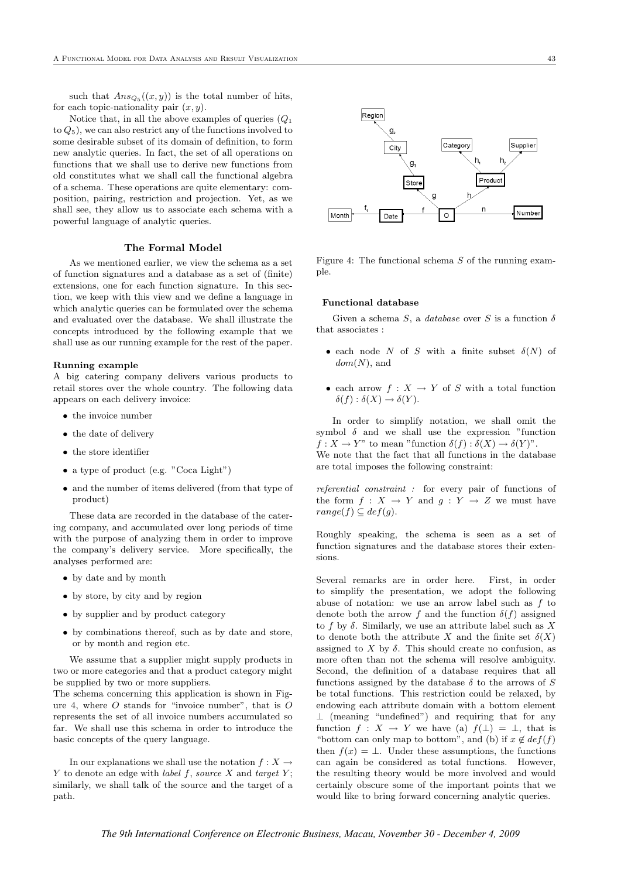such that $Ans_{Q_5}((x, y))$ is the total number of hits, for each topic-nationality pair $(x, y)$.

Notice that, in all the above examples of queries ($Q_1$ to $Q_5$), we can also restrict any of the functions involved to some desirable subset of its domain of definition, to form new analytic queries. In fact, the set of all operations on functions that we shall use to derive new functions from old constitutes what we shall call the functional algebra of a schema. These operations are quite elementary: composition, pairing, restriction and projection. Yet, as we shall see, they allow us to associate each schema with a powerful language of analytic queries.

## The Formal Model

As we mentioned earlier, we view the schema as a set of function signatures and a database as a set of (finite) extensions, one for each function signature. In this section, we keep with this view and we define a language in which analytic queries can be formulated over the schema and evaluated over the database. We shall illustrate the concepts introduced by the following example that we shall use as our running example for the rest of the paper.

### Running example

A big catering company delivers various products to retail stores over the whole country. The following data appears on each delivery invoice:

- the invoice number
- the date of delivery
- the store identifier
- a type of product (e.g. "Coca Light")
- and the number of items delivered (from that type of product)

These data are recorded in the database of the catering company, and accumulated over long periods of time with the purpose of analyzing them in order to improve the company's delivery service. More specifically, the analyses performed are:

- by date and by month
- by store, by city and by region
- by supplier and by product category
- by combinations thereof, such as by date and store, or by month and region etc.

We assume that a supplier might supply products in two or more categories and that a product category might be supplied by two or more suppliers.

The schema concerning this application is shown in Figure 4, where $O$ stands for "invoice number", that is $O$ represents the set of all invoice numbers accumulated so far. We shall use this schema in order to introduce the basic concepts of the query language.

In our explanations we shall use the notation $f : X \to Y$ to denote an edge with *label* $f$, *source* $X$ and *target* $Y$; similarly, we shall talk of the source and the target of a path.

Figure 4: The functional schema $S$ of the running example.

### Functional database

Given a schema $S$, a *database* over $S$ is a function $\delta$ that associates :

- each node $N$ of $S$ with a finite subset $\delta(N)$ of $dom(N)$, and
- each arrow $f : X \to Y$ of $S$ with a total function $\delta(f) : \delta(X) \to \delta(Y)$.

In order to simplify notation, we shall omit the symbol $\delta$ and we shall use the expression "function $f : X \to Y$" to mean "function $\delta(f) : \delta(X) \to \delta(Y)$".

We note that the fact that all functions in the database are total imposes the following constraint:

*referential constraint :* for every pair of functions of the form $f : X \to Y$ and $g : Y \to Z$ we must have $range(f) \subseteq def(g)$.

Roughly speaking, the schema is seen as a set of function signatures and the database stores their extensions.

Several remarks are in order here. First, in order to simplify the presentation, we adopt the following abuse of notation: we use an arrow label such as $f$ to denote both the arrow $f$ and the function $\delta(f)$ assigned to $f$ by $\delta$. Similarly, we use an attribute label such as $X$ to denote both the attribute $X$ and the finite set $\delta(X)$ assigned to $X$ by $\delta$. This should create no confusion, as more often than not the schema will resolve ambiguity. Second, the definition of a database requires that all functions assigned by the database $\delta$ to the arrows of $S$ be total functions. This restriction could be relaxed, by endowing each attribute domain with a bottom element $\perp$ (meaning "undefined") and requiring that for any function $f : X \to Y$ we have (a) $f(\perp) = \perp$, that is "bottom can only map to bottom", and (b) if $x \notin def(f)$ then $f(x) = \perp$. Under these assumptions, the functions can again be considered as total functions. However, the resulting theory would be more involved and would certainly obscure some of the important points that we would like to bring forward concerning analytic queries.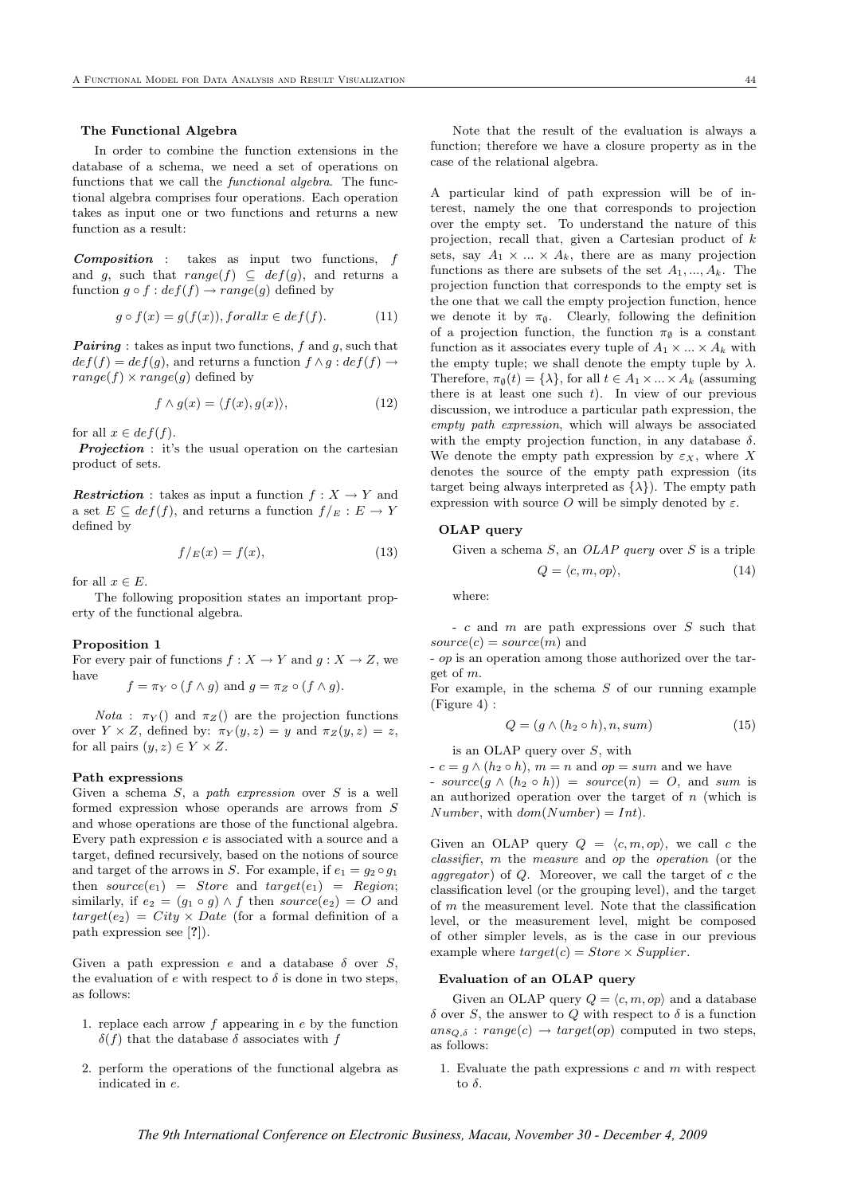### The Functional Algebra

In order to combine the function extensions in the database of a schema, we need a set of operations on functions that we call the *functional algebra*. The functional algebra comprises four operations. Each operation takes as input one or two functions and returns a new function as a result:

***Composition*** : takes as input two functions, $f$ and $g$, such that $range(f) \subseteq def(g)$, and returns a function $g \circ f : def(f) \rightarrow range(g)$ defined by

$$g \circ f(x) = g(f(x)), forall x \in def(f). \qquad (11)$$

***Pairing*** : takes as input two functions, $f$ and $g$, such that $def(f) = def(g)$, and returns a function $f \wedge g : def(f) \rightarrow range(f) \times range(g)$ defined by

$$f \wedge g(x) = \langle f(x), g(x) \rangle, \qquad (12)$$

for all $x \in def(f)$.

***Projection*** : it's the usual operation on the cartesian product of sets.

***Restriction*** : takes as input a function $f : X \rightarrow Y$ and a set $E \subseteq def(f)$, and returns a function $f/_E : E \rightarrow Y$ defined by

$$f/_E(x) = f(x), \qquad (13)$$

for all $x \in E$.

The following proposition states an important property of the functional algebra.

#### Proposition 1

For every pair of functions $f : X \rightarrow Y$ and $g : X \rightarrow Z$, we have

$$f = \pi_Y \circ (f \wedge g) \text{ and } g = \pi_Z \circ (f \wedge g).$$

*Nota* : $\pi_Y()$ and $\pi_Z()$ are the projection functions over $Y \times Z$, defined by: $\pi_Y(y, z) = y$ and $\pi_Z(y, z) = z$, for all pairs $(y, z) \in Y \times Z$.

#### Path expressions

Given a schema $S$, a *path expression* over $S$ is a well formed expression whose operands are arrows from $S$ and whose operations are those of the functional algebra. Every path expression $e$ is associated with a source and a target, defined recursively, based on the notions of source and target of the arrows in $S$. For example, if $e_1 = g_2 \circ g_1$ then $source(e_1) = Store$ and $target(e_1) = Region$; similarly, if $e_2 = (g_1 \circ g) \wedge f$ then $source(e_2) = O$ and $target(e_2) = City \times Date$ (for a formal definition of a path expression see [?]).

Given a path expression $e$ and a database $\delta$ over $S$, the evaluation of $e$ with respect to $\delta$ is done in two steps, as follows:

1. replace each arrow $f$ appearing in $e$ by the function $\delta(f)$ that the database $\delta$ associates with $f$
2. perform the operations of the functional algebra as indicated in $e$.

Note that the result of the evaluation is always a function; therefore we have a closure property as in the case of the relational algebra.

A particular kind of path expression will be of interest, namely the one that corresponds to projection over the empty set. To understand the nature of this projection, recall that, given a Cartesian product of $k$ sets, say $A_1 \times ... \times A_k$, there are as many projection functions as there are subsets of the set $A_1, ..., A_k$. The projection function that corresponds to the empty set is the one that we call the empty projection function, hence we denote it by $\pi_\emptyset$. Clearly, following the definition of a projection function, the function $\pi_\emptyset$ is a constant function as it associates every tuple of $A_1 \times ... \times A_k$ with the empty tuple; we shall denote the empty tuple by $\lambda$. Therefore, $\pi_\emptyset(t) = \{\lambda\}$, for all $t \in A_1 \times ... \times A_k$ (assuming there is at least one such $t$). In view of our previous discussion, we introduce a particular path expression, the *empty path expression*, which will always be associated with the empty projection function, in any database $\delta$. We denote the empty path expression by $\varepsilon_X$, where $X$ denotes the source of the empty path expression (its target being always interpreted as $\{\lambda\}$). The empty path expression with source $O$ will be simply denoted by $\varepsilon$.

#### OLAP query

Given a schema $S$, an *OLAP query* over $S$ is a triple

$$Q = \langle c, m, op \rangle, \qquad (14)$$

where:

- $c$ and $m$ are path expressions over $S$ such that $source(c) = source(m)$ and
- $op$ is an operation among those authorized over the target of $m$.

For example, in the schema $S$ of our running example (Figure 4) :

$$Q = (g \wedge (h_2 \circ h), n, sum) \qquad (15)$$

is an OLAP query over $S$, with

- $c = g \wedge (h_2 \circ h)$, $m = n$ and $op = sum$ and we have
- $source(g \wedge (h_2 \circ h)) = source(n) = O$, and $sum$ is an authorized operation over the target of $n$ (which is $Number$, with $dom(Number) = Int$).

Given an OLAP query $Q = \langle c, m, op \rangle$, we call $c$ the *classifier*, $m$ the *measure* and $op$ the *operation* (or the *aggregator*) of $Q$. Moreover, we call the target of $c$ the classification level (or the grouping level), and the target of $m$ the measurement level. Note that the classification level, or the measurement level, might be composed of other simpler levels, as is the case in our previous example where $target(c) = Store \times Supplier$.

#### Evaluation of an OLAP query

Given an OLAP query $Q = \langle c, m, op \rangle$ and a database $\delta$ over $S$, the answer to $Q$ with respect to $\delta$ is a function $ans_{Q,\delta} : range(c) \rightarrow target(op)$ computed in two steps, as follows:

1. Evaluate the path expressions $c$ and $m$ with respect to $\delta$.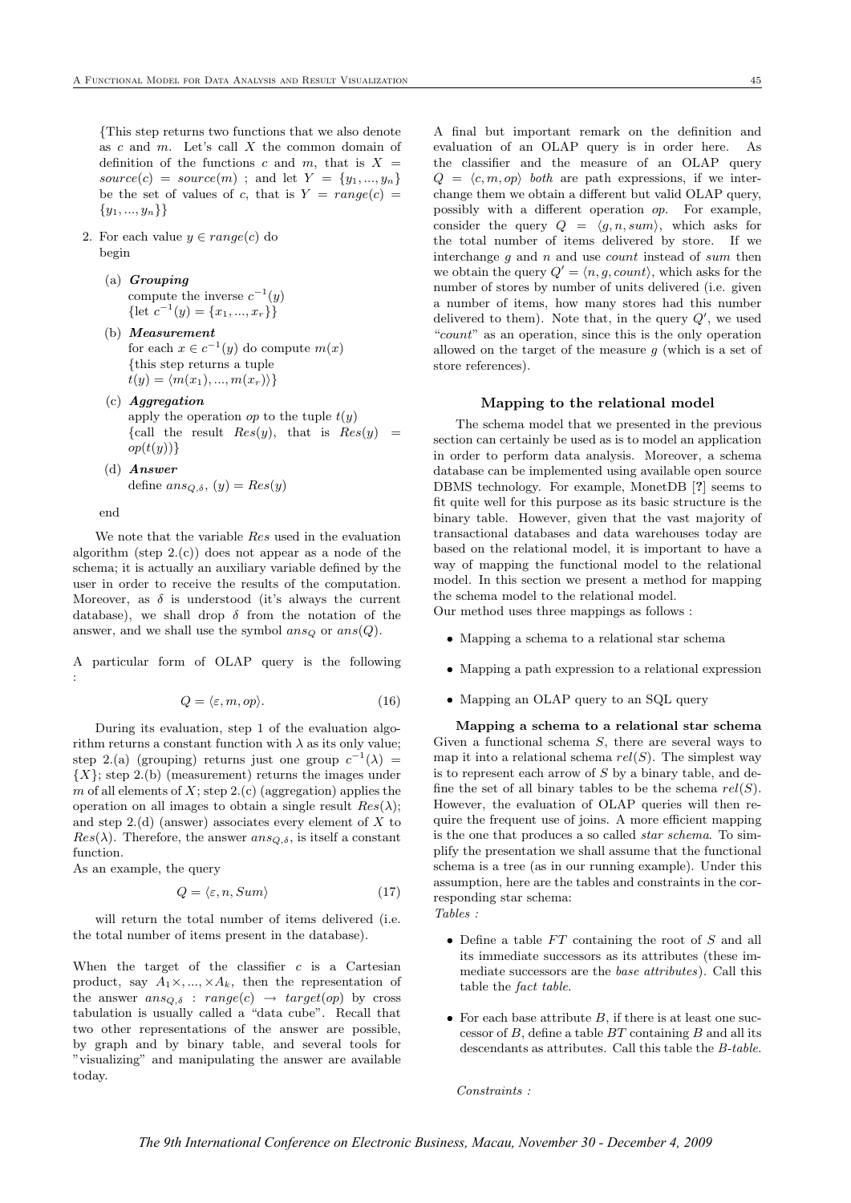{This step returns two functions that we also denote as $c$ and $m$. Let's call $X$ the common domain of definition of the functions $c$ and $m$, that is $X = source(c) = source(m)$ ; and let $Y = \{y_1, ..., y_n\}$ be the set of values of $c$, that is $Y = range(c) = \{y_1, ..., y_n\}$}

2. For each value $y \in range(c)$ do
   begin

   (a) ***Grouping***
   compute the inverse $c^{-1}(y)$
   {let $c^{-1}(y) = \{x_1, ..., x_r\}$}

   (b) ***Measurement***
   for each $x \in c^{-1}(y)$ do compute $m(x)$
   {this step returns a tuple
   $t(y) = \langle m(x_1), ..., m(x_r)\rangle$}

   (c) ***Aggregation***
   apply the operation $op$ to the tuple $t(y)$
   {call the result $Res(y)$, that is $Res(y) = op(t(y))$}

   (d) ***Answer***
   define $ans_{Q,\delta}$, $(y) = Res(y)$

   end

We note that the variable $Res$ used in the evaluation algorithm (step 2.(c)) does not appear as a node of the schema; it is actually an auxiliary variable defined by the user in order to receive the results of the computation. Moreover, as $\delta$ is understood (it's always the current database), we shall drop $\delta$ from the notation of the answer, and we shall use the symbol $ans_Q$ or $ans(Q)$.

A particular form of OLAP query is the following :

$$Q = \langle \varepsilon, m, op\rangle. \tag{16}$$

During its evaluation, step 1 of the evaluation algorithm returns a constant function with $\lambda$ as its only value; step 2.(a) (grouping) returns just one group $c^{-1}(\lambda) = \{X\}$; step 2.(b) (measurement) returns the images under $m$ of all elements of $X$; step 2.(c) (aggregation) applies the operation on all images to obtain a single result $Res(\lambda)$; and step 2.(d) (answer) associates every element of $X$ to $Res(\lambda)$. Therefore, the answer $ans_{Q,\delta}$, is itself a constant function.

As an example, the query

$$Q = \langle \varepsilon, n, Sum\rangle \tag{17}$$

will return the total number of items delivered (i.e. the total number of items present in the database).

When the target of the classifier $c$ is a Cartesian product, say $A_1\times, ..., \times A_k$, then the representation of the answer $ans_{Q,\delta} : range(c) \rightarrow target(op)$ by cross tabulation is usually called a "data cube". Recall that two other representations of the answer are possible, by graph and by binary table, and several tools for "visualizing" and manipulating the answer are available today.

A final but important remark on the definition and evaluation of an OLAP query is in order here. As the classifier and the measure of an OLAP query $Q = \langle c, m, op\rangle$ *both* are path expressions, if we interchange them we obtain a different but valid OLAP query, possibly with a different operation $op$. For example, consider the query $Q = \langle g, n, sum\rangle$, which asks for the total number of items delivered by store. If we interchange $g$ and $n$ and use *count* instead of *sum* then we obtain the query $Q' = \langle n, g, count\rangle$, which asks for the number of stores by number of units delivered (i.e. given a number of items, how many stores had this number delivered to them). Note that, in the query $Q'$, we used "*count*" as an operation, since this is the only operation allowed on the target of the measure $g$ (which is a set of store references).

## Mapping to the relational model

The schema model that we presented in the previous section can certainly be used as is to model an application in order to perform data analysis. Moreover, a schema database can be implemented using available open source DBMS technology. For example, MonetDB [?] seems to fit quite well for this purpose as its basic structure is the binary table. However, given that the vast majority of transactional databases and data warehouses today are based on the relational model, it is important to have a way of mapping the functional model to the relational model. In this section we present a method for mapping the schema model to the relational model.

Our method uses three mappings as follows :

- Mapping a schema to a relational star schema
- Mapping a path expression to a relational expression
- Mapping an OLAP query to an SQL query

**Mapping a schema to a relational star schema** Given a functional schema $S$, there are several ways to map it into a relational schema $rel(S)$. The simplest way is to represent each arrow of $S$ by a binary table, and define the set of all binary tables to be the schema $rel(S)$. However, the evaluation of OLAP queries will then require the frequent use of joins. A more efficient mapping is the one that produces a so called *star schema*. To simplify the presentation we shall assume that the functional schema is a tree (as in our running example). Under this assumption, here are the tables and constraints in the corresponding star schema:

*Tables :*

- Define a table $FT$ containing the root of $S$ and all its immediate successors as its attributes (these immediate successors are the *base attributes*). Call this table the *fact table*.
- For each base attribute $B$, if there is at least one successor of $B$, define a table $BT$ containing $B$ and all its descendants as attributes. Call this table the *B-table*.

*Constraints :*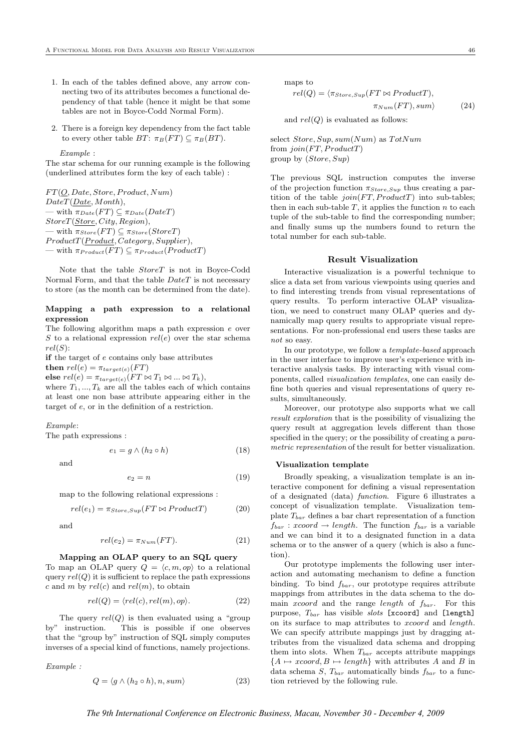1. In each of the tables defined above, any arrow connecting two of its attributes becomes a functional dependency of that table (hence it might be that some tables are not in Boyce-Codd Normal Form).

2. There is a foreign key dependency from the fact table to every other table $BT$: $\pi_B(FT) \subseteq \pi_B(BT)$.

*Example* :

The star schema for our running example is the following (underlined attributes form the key of each table) :

$FT(\underline{O}, Date, Store, Product, Num)$
$DateT(\underline{Date}, Month)$,
— with $\pi_{Date}(FT) \subseteq \pi_{Date}(DateT)$
$StoreT(\underline{Store}, City, Region)$,
— with $\pi_{Store}(FT) \subseteq \pi_{Store}(StoreT)$
$ProductT(\underline{Product}, Category, Supplier)$,
— with $\pi_{Product}(FT) \subseteq \pi_{Product}(ProductT)$

Note that the table $StoreT$ is not in Boyce-Codd Normal Form, and that the table $DateT$ is not necessary to store (as the month can be determined from the date).

**Mapping a path expression to a relational expression**

The following algorithm maps a path expression $e$ over $S$ to a relational expression $rel(e)$ over the star schema $rel(S)$:

**if** the target of $e$ contains only base attributes
**then** $rel(e) = \pi_{target(e)}(FT)$
**else** $rel(e) = \pi_{target(e)}(FT \bowtie T_1 \bowtie ... \bowtie T_k)$,
where $T_1, ..., T_k$ are all the tables each of which contains at least one non base attribute appearing either in the target of $e$, or in the definition of a restriction.

*Example*:

The path expressions :

$$e_1 = g \wedge (h_2 \circ h) \tag{18}$$

and

$$e_2 = n \tag{19}$$

map to the following relational expressions :

$$rel(e_1) = \pi_{Store,Sup}(FT \bowtie ProductT) \tag{20}$$

and

$$rel(e_2) = \pi_{Num}(FT). \tag{21}$$

**Mapping an OLAP query to an SQL query**

To map an OLAP query $Q = \langle c, m, op \rangle$ to a relational query $rel(Q)$ it is sufficient to replace the path expressions $c$ and $m$ by $rel(c)$ and $rel(m)$, to obtain

$$rel(Q) = \langle rel(c), rel(m), op \rangle. \tag{22}$$

The query $rel(Q)$ is then evaluated using a "group by" instruction. This is possible if one observes that the "group by" instruction of SQL simply computes inverses of a special kind of functions, namely projections.

*Example :*

$$Q = \langle g \wedge (h_2 \circ h), n, sum \rangle \tag{23}$$

maps to

$$rel(Q) = \langle \pi_{Store,Sup}(FT \bowtie ProductT), \pi_{Num}(FT), sum \rangle \tag{24}$$

and $rel(Q)$ is evaluated as follows:

select $Store, Sup, sum(Num)$ as $TotNum$
from $join(FT, ProductT)$
group by $(Store, Sup)$

The previous SQL instruction computes the inverse of the projection function $\pi_{Store,Sup}$ thus creating a partition of the table $join(FT, ProductT)$ into sub-tables; then in each sub-table $T$, it applies the function $n$ to each tuple of the sub-table to find the corresponding number; and finally sums up the numbers found to return the total number for each sub-table.

## Result Visualization

Interactive visualization is a powerful technique to slice a data set from various viewpoints using queries and to find interesting trends from visual representations of query results. To perform interactive OLAP visualization, we need to construct many OLAP queries and dynamically map query results to appropriate visual representations. For non-professional end users these tasks are *not* so easy.

In our prototype, we follow a *template-based* approach in the user interface to improve user's experience with interactive analysis tasks. By interacting with visual components, called *visualization templates*, one can easily define both queries and visual representations of query results, simultaneously.

Moreover, our prototype also supports what we call *result exploration* that is the possibility of visualizing the query result at aggregation levels different than those specified in the query; or the possibility of creating a *parametric representation* of the result for better visualization.

### Visualization template

Broadly speaking, a visualization template is an interactive component for defining a visual representation of a designated (data) *function*. Figure 6 illustrates a concept of visualization template. Visualization template $T_{bar}$ defines a bar chart representation of a function $f_{bar} : xcoord \rightarrow length$. The function $f_{bar}$ is a variable and we can bind it to a designated function in a data schema or to the answer of a query (which is also a function).

Our prototype implements the following user interaction and automating mechanism to define a function binding. To bind $f_{bar}$, our prototype requires attribute mappings from attributes in the data schema to the domain $xcoord$ and the range $length$ of $f_{bar}$. For this purpose, $T_{bar}$ has visible *slots* `[xcoord]` and `[length]` on its surface to map attributes to $xcoord$ and $length$. We can specify attribute mappings just by dragging attributes from the visualized data schema and dropping them into slots. When $T_{bar}$ accepts attribute mappings $\{A \mapsto xcoord, B \mapsto length\}$ with attributes $A$ and $B$ in data schema $S$, $T_{bar}$ automatically binds $f_{bar}$ to a function retrieved by the following rule.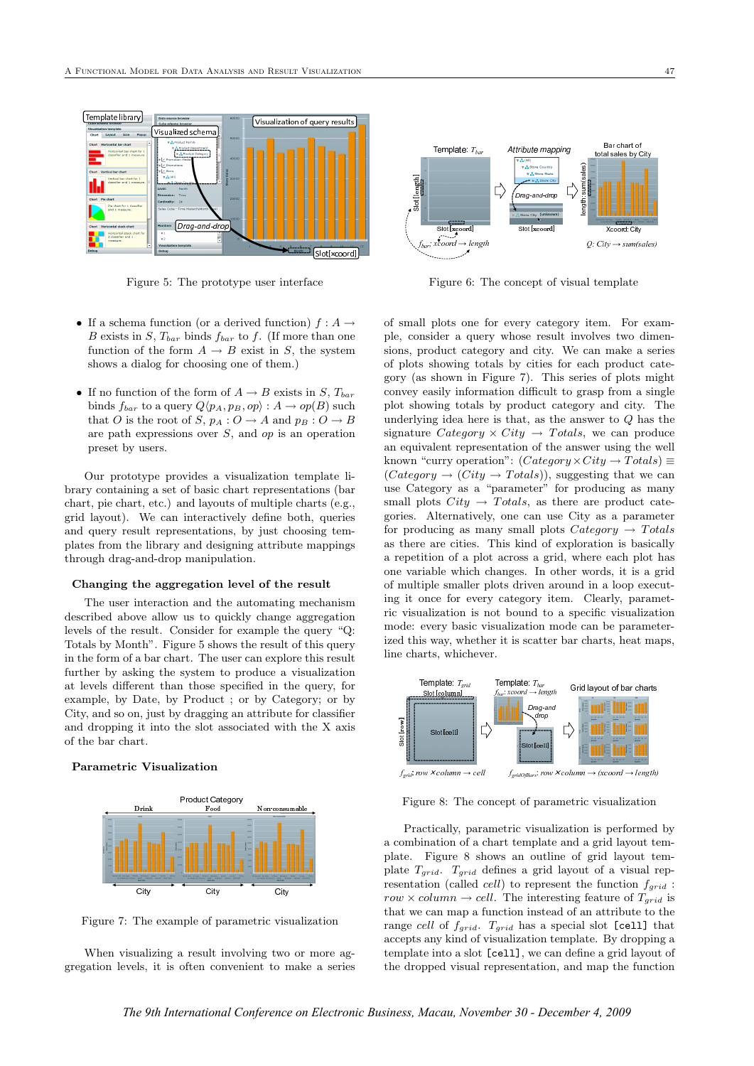Figure 5: The prototype user interface

Figure 6: The concept of visual template

- If a schema function (or a derived function) $f : A \rightarrow B$ exists in $S$, $T_{bar}$ binds $f_{bar}$ to $f$. (If more than one function of the form $A \rightarrow B$ exist in $S$, the system shows a dialog for choosing one of them.)
- If no function of the form of $A \rightarrow B$ exists in $S$, $T_{bar}$ binds $f_{bar}$ to a query $Q\langle p_A, p_B, op\rangle : A \rightarrow op(B)$ such that $O$ is the root of $S$, $p_A : O \rightarrow A$ and $p_B : O \rightarrow B$ are path expressions over $S$, and $op$ is an operation preset by users.

Our prototype provides a visualization template library containing a set of basic chart representations (bar chart, pie chart, etc.) and layouts of multiple charts (e.g., grid layout). We can interactively define both, queries and query result representations, by just choosing templates from the library and designing attribute mappings through drag-and-drop manipulation.

### Changing the aggregation level of the result

The user interaction and the automating mechanism described above allow us to quickly change aggregation levels of the result. Consider for example the query "Q: Totals by Month". Figure 5 shows the result of this query in the form of a bar chart. The user can explore this result further by asking the system to produce a visualization at levels different than those specified in the query, for example, by Date, by Product ; or by Category; or by City, and so on, just by dragging an attribute for classifier and dropping it into the slot associated with the X axis of the bar chart.

### Parametric Visualization

Figure 7: The example of parametric visualization

When visualizing a result involving two or more aggregation levels, it is often convenient to make a series of small plots one for every category item. For example, consider a query whose result involves two dimensions, product category and city. We can make a series of plots showing totals by cities for each product category (as shown in Figure 7). This series of plots might convey easily information difficult to grasp from a single plot showing totals by product category and city. The underlying idea here is that, as the answer to $Q$ has the signature $Category \times City \rightarrow Totals$, we can produce an equivalent representation of the answer using the well known "curry operation": $(Category \times City \rightarrow Totals) \equiv (Category \rightarrow (City \rightarrow Totals))$, suggesting that we can use Category as a "parameter" for producing as many small plots $City \rightarrow Totals$, as there are product categories. Alternatively, one can use City as a parameter for producing as many small plots $Category \rightarrow Totals$ as there are cities. This kind of exploration is basically a repetition of a plot across a grid, where each plot has one variable which changes. In other words, it is a grid of multiple smaller plots driven around in a loop executing it once for every category item. Clearly, parametric visualization is not bound to a specific visualization mode: every basic visualization mode can be parameterized this way, whether it is scatter bar charts, heat maps, line charts, whichever.

Figure 8: The concept of parametric visualization

Practically, parametric visualization is performed by a combination of a chart template and a grid layout template. Figure 8 shows an outline of grid layout template $T_{grid}$. $T_{grid}$ defines a grid layout of a visual representation (called *cell*) to represent the function $f_{grid} : row \times column \rightarrow cell$. The interesting feature of $T_{grid}$ is that we can map a function instead of an attribute to the range *cell* of $f_{grid}$. $T_{grid}$ has a special slot `[cell]` that accepts any kind of visualization template. By dropping a template into a slot `[cell]`, we can define a grid layout of the dropped visual representation, and map the function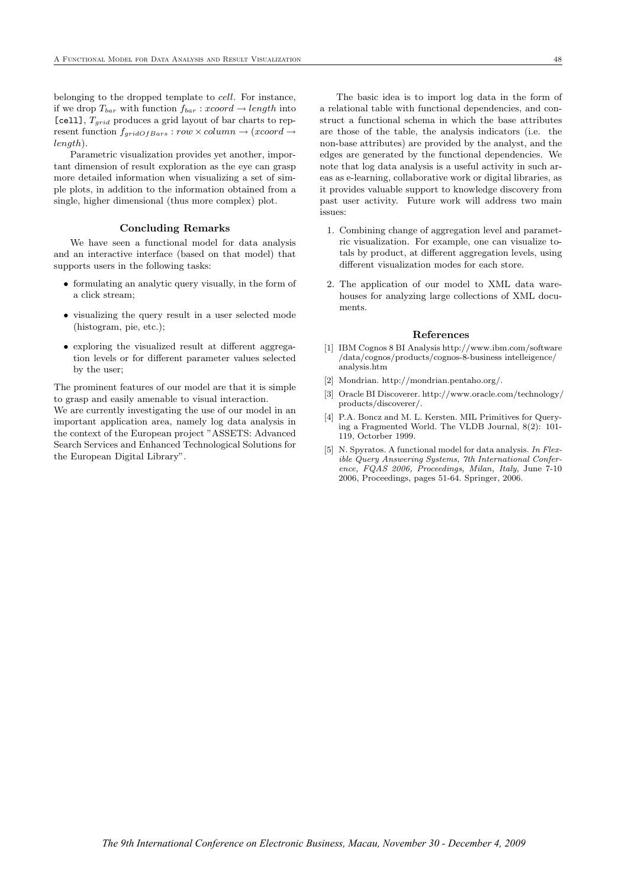belonging to the dropped template to *cell*. For instance, if we drop $T_{bar}$ with function $f_{bar} : xcoord \rightarrow length$ into `[cell]`, $T_{grid}$ produces a grid layout of bar charts to represent function $f_{gridOfBars} : row \times column \rightarrow (xcoord \rightarrow length)$.

Parametric visualization provides yet another, important dimension of result exploration as the eye can grasp more detailed information when visualizing a set of simple plots, in addition to the information obtained from a single, higher dimensional (thus more complex) plot.

### Concluding Remarks

We have seen a functional model for data analysis and an interactive interface (based on that model) that supports users in the following tasks:

- formulating an analytic query visually, in the form of a click stream;
- visualizing the query result in a user selected mode (histogram, pie, etc.);
- exploring the visualized result at different aggregation levels or for different parameter values selected by the user;

The prominent features of our model are that it is simple to grasp and easily amenable to visual interaction.
We are currently investigating the use of our model in an important application area, namely log data analysis in the context of the European project "ASSETS: Advanced Search Services and Enhanced Technological Solutions for the European Digital Library".

The basic idea is to import log data in the form of a relational table with functional dependencies, and construct a functional schema in which the base attributes are those of the table, the analysis indicators (i.e. the non-base attributes) are provided by the analyst, and the edges are generated by the functional dependencies. We note that log data analysis is a useful activity in such areas as e-learning, collaborative work or digital libraries, as it provides valuable support to knowledge discovery from past user activity. Future work will address two main issues:

1. Combining change of aggregation level and parametric visualization. For example, one can visualize totals by product, at different aggregation levels, using different visualization modes for each store.
2. The application of our model to XML data warehouses for analyzing large collections of XML documents.

### References

[1] IBM Cognos 8 BI Analysis http://www.ibm.com/software/data/cognos/products/cognos-8-business intelleigence/analysis.htm

[2] Mondrian. http://mondrian.pentaho.org/.

[3] Oracle BI Discoverer. http://www.oracle.com/technology/products/discoverer/.

[4] P.A. Boncz and M. L. Kersten. MIL Primitives for Querying a Fragmented World. The VLDB Journal, 8(2): 101-119, Octorber 1999.

[5] N. Spyratos. A functional model for data analysis. *In Flexible Query Answering Systems, 7th International Conference, FQAS 2006, Proceedings, Milan, Italy*, June 7-10 2006, Proceedings, pages 51-64. Springer, 2006.